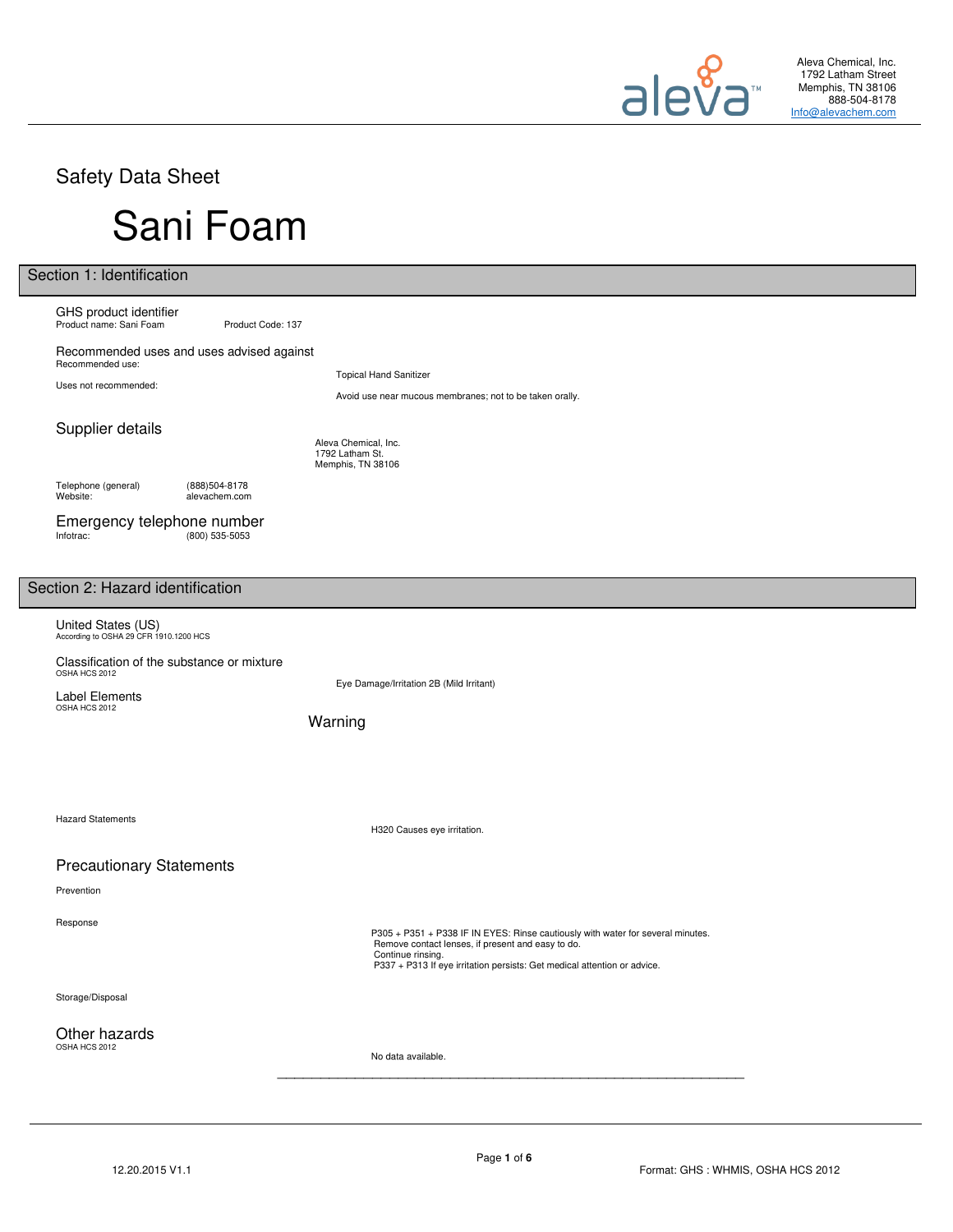Aleva Chemical, Inc.
1792 Latham Street
Memphis, TN 38106
888-504-8178
Info@alevachem.com

# Safety Data Sheet

# Sani Foam

## Section 1: Identification

### GHS product identifier

Product name: Sani Foam    Product Code: 137

### Recommended uses and uses advised against

Recommended use: Topical Hand Sanitizer

Uses not recommended: Avoid use near mucous membranes; not to be taken orally.

### Supplier details

Aleva Chemical, Inc.
1792 Latham St.
Memphis, TN 38106

Telephone (general): (888)504-8178
Website: alevachem.com

### Emergency telephone number

Infotrac: (800) 535-5053

## Section 2: Hazard identification

### United States (US)

According to OSHA 29 CFR 1910.1200 HCS

### Classification of the substance or mixture

OSHA HCS 2012

Eye Damage/Irritation 2B (Mild Irritant)

### Label Elements

OSHA HCS 2012

Warning

Hazard Statements

H320 Causes eye irritation.

### Precautionary Statements

Prevention

Response

P305 + P351 + P338 IF IN EYES: Rinse cautiously with water for several minutes.
Remove contact lenses, if present and easy to do.
Continue rinsing.
P337 + P313 If eye irritation persists: Get medical attention or advice.

Storage/Disposal

### Other hazards

OSHA HCS 2012

No data available.

12.20.2015 V1.1    Format: GHS : WHMIS, OSHA HCS 2012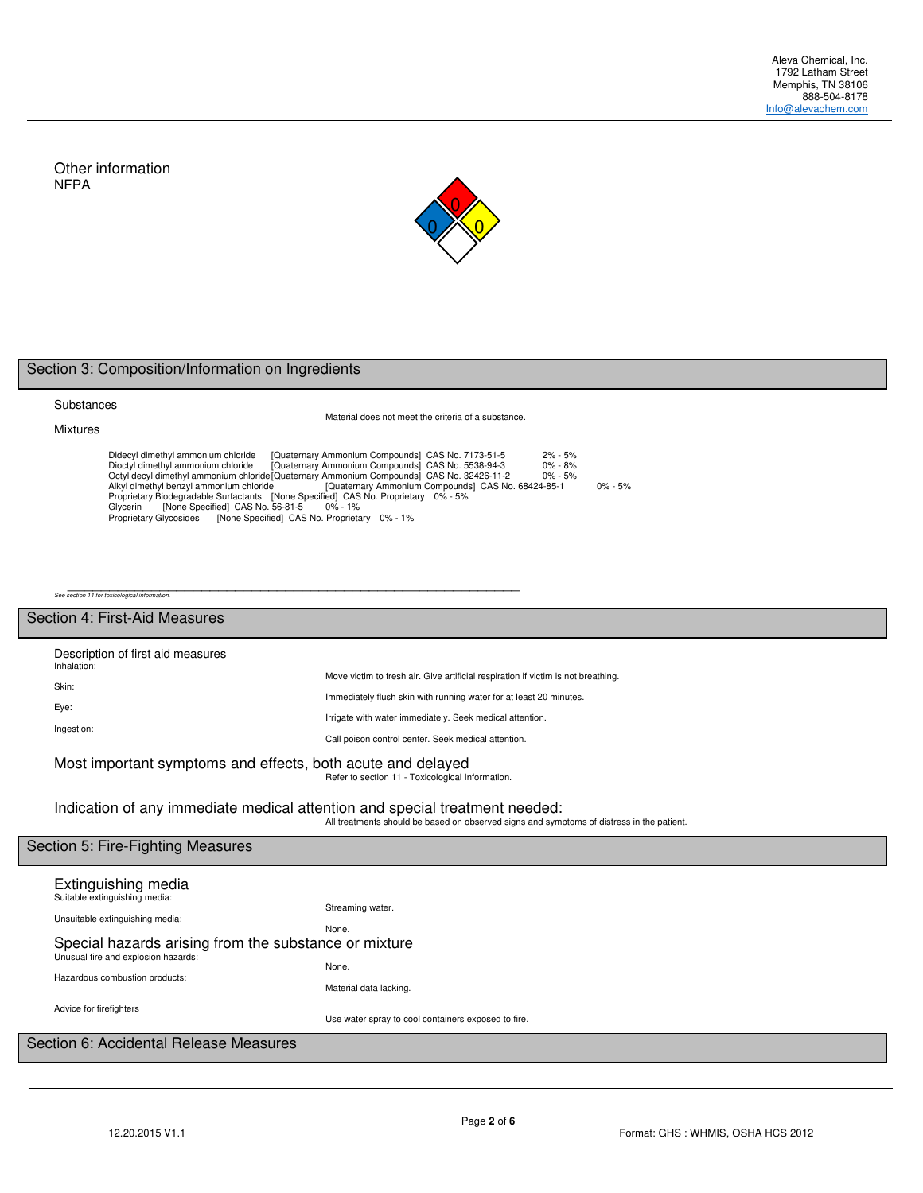Aleva Chemical, Inc.
1792 Latham Street
Memphis, TN 38106
888-504-8178
Info@alevachem.com

Other information
NFPA

0
0 0

## Section 3: Composition/Information on Ingredients

**Substances**

Material does not meet the criteria of a substance.

**Mixtures**

| | | | |
|---|---|---|---|
| Didecyl dimethyl ammonium chloride | [Quaternary Ammonium Compounds] | CAS No. 7173-51-5 | 2% - 5% |
| Dioctyl dimethyl ammonium chloride | [Quaternary Ammonium Compounds] | CAS No. 5538-94-3 | 0% - 8% |
| Octyl decyl dimethyl ammonium chloride | [Quaternary Ammonium Compounds] | CAS No. 32426-11-2 | 0% - 5% |
| Alkyl dimethyl benzyl ammonium chloride | [Quaternary Ammonium Compounds] | CAS No. 68424-85-1 | 0% - 5% |
| Proprietary Biodegradable Surfactants | [None Specified] | CAS No. Proprietary | 0% - 5% |
| Glycerin | [None Specified] | CAS No. 56-81-5 | 0% - 1% |
| Proprietary Glycosides | [None Specified] | CAS No. Proprietary | 0% - 1% |

*See section 11 for toxicological information.*

## Section 4: First-Aid Measures

**Description of first aid measures**

Inhalation:
Move victim to fresh air. Give artificial respiration if victim is not breathing.

Skin:
Immediately flush skin with running water for at least 20 minutes.

Eye:
Irrigate with water immediately. Seek medical attention.

Ingestion:
Call poison control center. Seek medical attention.

**Most important symptoms and effects, both acute and delayed**

Refer to section 11 - Toxicological Information.

**Indication of any immediate medical attention and special treatment needed:**

All treatments should be based on observed signs and symptoms of distress in the patient.

## Section 5: Fire-Fighting Measures

**Extinguishing media**

Suitable extinguishing media:
Streaming water.

Unsuitable extinguishing media:
None.

**Special hazards arising from the substance or mixture**

Unusual fire and explosion hazards:
None.

Hazardous combustion products:
Material data lacking.

Advice for firefighters
Use water spray to cool containers exposed to fire.

## Section 6: Accidental Release Measures

12.20.2015 V1.1 Format: GHS : WHMIS, OSHA HCS 2012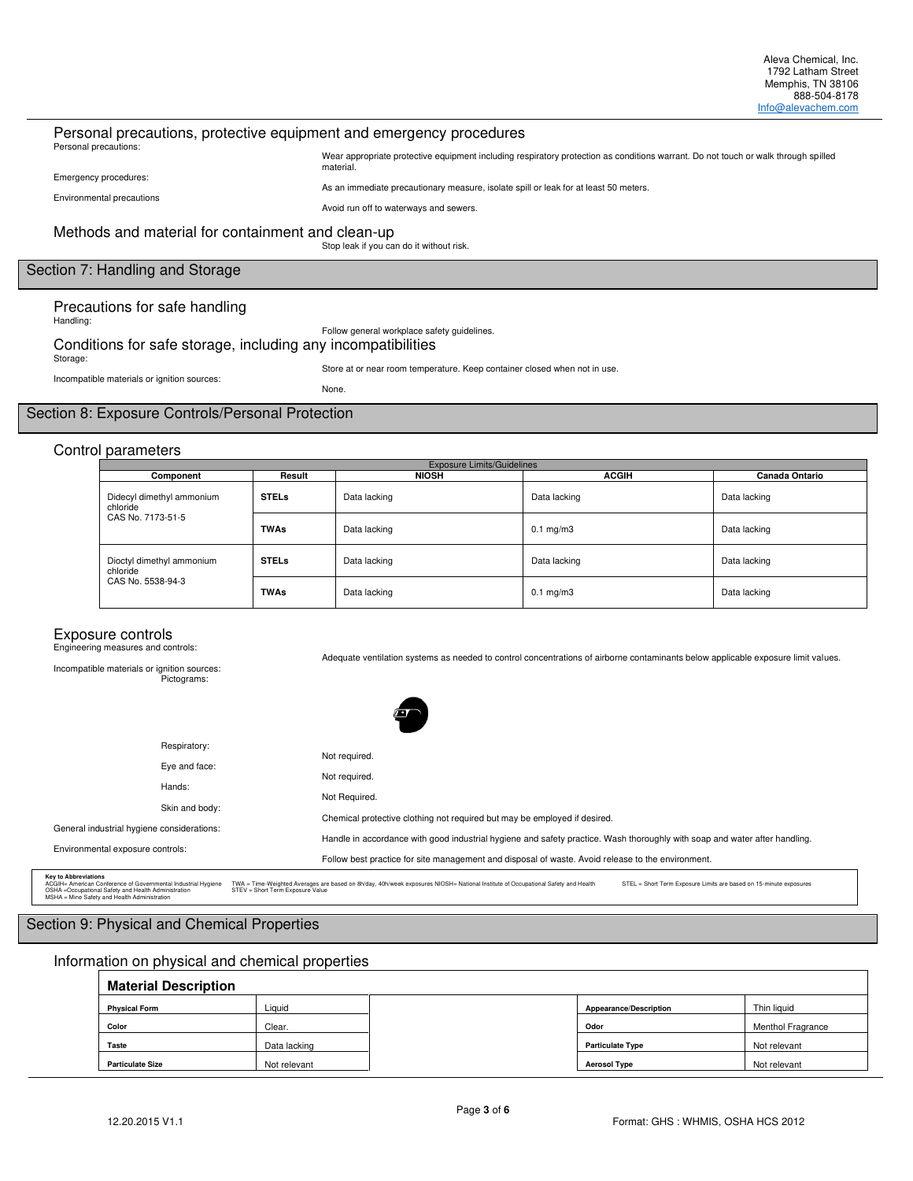Aleva Chemical, Inc.
1792 Latham Street
Memphis, TN 38106
888-504-8178
Info@alevachem.com

### Personal precautions, protective equipment and emergency procedures

Personal precautions:
Wear appropriate protective equipment including respiratory protection as conditions warrant. Do not touch or walk through spilled material.

Emergency procedures:
As an immediate precautionary measure, isolate spill or leak for at least 50 meters.

Environmental precautions
Avoid run off to waterways and sewers.

### Methods and material for containment and clean-up

Stop leak if you can do it without risk.

## Section 7: Handling and Storage

### Precautions for safe handling

Handling:
Follow general workplace safety guidelines.

### Conditions for safe storage, including any incompatibilities

Storage:
Store at or near room temperature. Keep container closed when not in use.

Incompatible materials or ignition sources:
None.

## Section 8: Exposure Controls/Personal Protection

### Control parameters

| Exposure Limits/Guidelines | | | | |
|---|---|---|---|---|
| Component | Result | NIOSH | ACGIH | Canada Ontario |
| Didecyl dimethyl ammonium chloride CAS No. 7173-51-5 | **STELs** | Data lacking | Data lacking | Data lacking |
| | **TWAs** | Data lacking | 0.1 mg/m3 | Data lacking |
| Dioctyl dimethyl ammonium chloride CAS No. 5538-94-3 | **STELs** | Data lacking | Data lacking | Data lacking |
| | **TWAs** | Data lacking | 0.1 mg/m3 | Data lacking |

### Exposure controls

Engineering measures and controls:
Adequate ventilation systems as needed to control concentrations of airborne contaminants below applicable exposure limit values.

Incompatible materials or ignition sources:

Pictograms:

Respiratory: Not required.

Eye and face: Not required.

Hands: Not Required.

Skin and body: Chemical protective clothing not required but may be employed if desired.

General industrial hygiene considerations:
Handle in accordance with good industrial hygiene and safety practice. Wash thoroughly with soap and water after handling.

Environmental exposure controls:
Follow best practice for site management and disposal of waste. Avoid release to the environment.

**Key to Abbreviations**
ACGIH= American Conference of Governmental Industrial Hygiene
OSHA =Occupational Safety and Health Administration
MSHA = Mine Safety and Health Administration
TWA = Time-Weighted Averages are based on 8h/day, 40h/week exposures NIOSH= National Institute of Occupational Safety and Health
STEV = Short Term Exposure Value
STEL = Short Term Exposure Limits are based on 15-minute exposures

## Section 9: Physical and Chemical Properties

### Information on physical and chemical properties

**Material Description**

| | | | |
|---|---|---|---|
| **Physical Form** | Liquid | **Appearance/Description** | Thin liquid |
| **Color** | Clear. | **Odor** | Menthol Fragrance |
| **Taste** | Data lacking | **Particulate Type** | Not relevant |
| **Particulate Size** | Not relevant | **Aerosol Type** | Not relevant |

12.20.2015 V1.1

Format: GHS : WHMIS, OSHA HCS 2012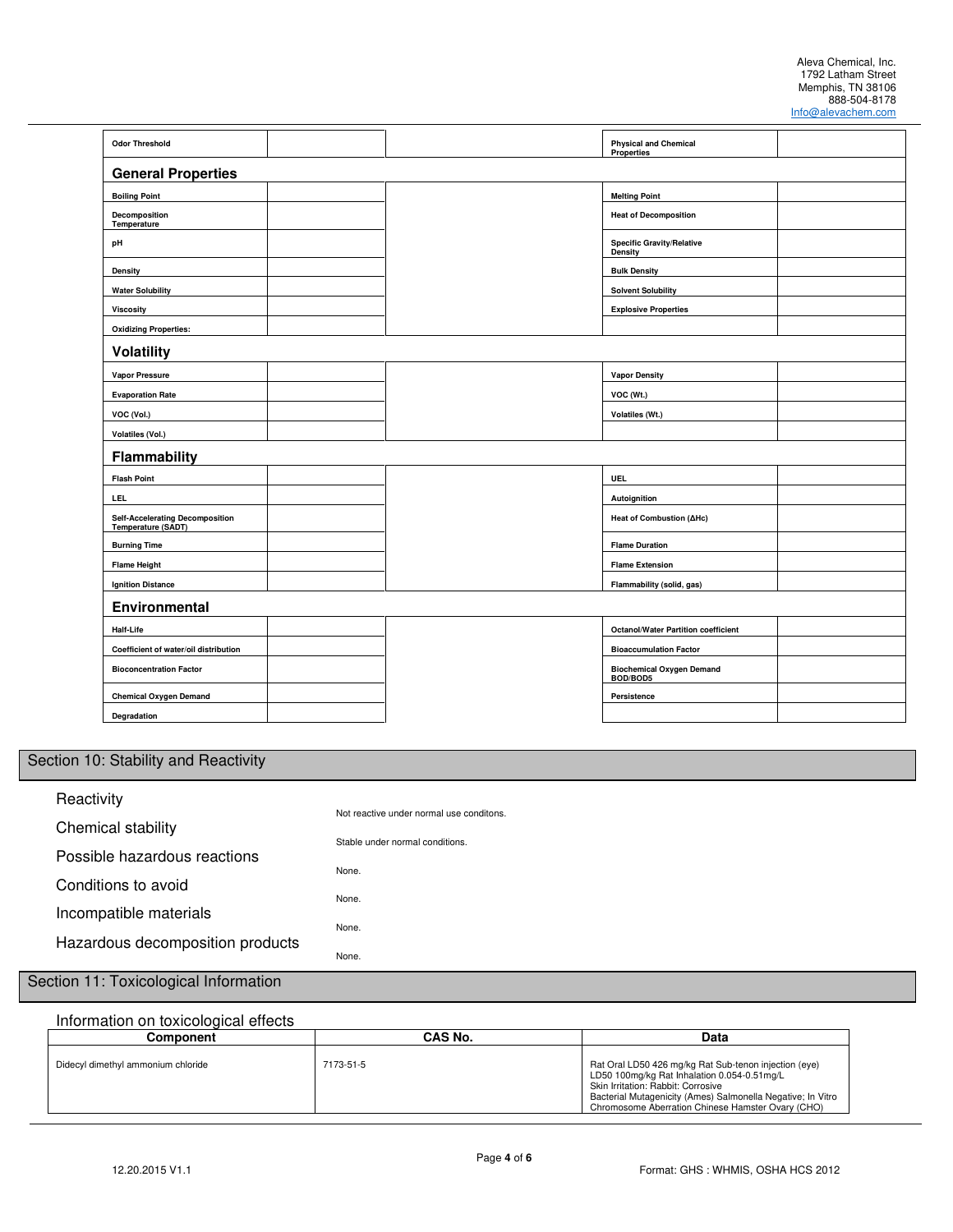| | | | | |
|---|---|---|---|---|
| Odor Threshold | | | Physical and Chemical Properties | |
| **General Properties** | | | | |
| Boiling Point | | | Melting Point | |
| Decomposition Temperature | | | Heat of Decomposition | |
| pH | | | Specific Gravity/Relative Density | |
| Density | | | Bulk Density | |
| Water Solubility | | | Solvent Solubility | |
| Viscosity | | | Explosive Properties | |
| Oxidizing Properties: | | | | |
| **Volatility** | | | | |
| Vapor Pressure | | | Vapor Density | |
| Evaporation Rate | | | VOC (Wt.) | |
| VOC (Vol.) | | | Volatiles (Wt.) | |
| Volatiles (Vol.) | | | | |
| **Flammability** | | | | |
| Flash Point | | | UEL | |
| LEL | | | Autoignition | |
| Self-Accelerating Decomposition Temperature (SADT) | | | Heat of Combustion (ΔHc) | |
| Burning Time | | | Flame Duration | |
| Flame Height | | | Flame Extension | |
| Ignition Distance | | | Flammability (solid, gas) | |
| **Environmental** | | | | |
| Half-Life | | | Octanol/Water Partition coefficient | |
| Coefficient of water/oil distribution | | | Bioaccumulation Factor | |
| Bioconcentration Factor | | | Biochemical Oxygen Demand BOD/BOD5 | |
| Chemical Oxygen Demand | | | Persistence | |
| Degradation | | | | |

## Section 10: Stability and Reactivity

| | |
|---|---|
| Reactivity | Not reactive under normal use conditons. |
| Chemical stability | Stable under normal conditions. |
| Possible hazardous reactions | None. |
| Conditions to avoid | None. |
| Incompatible materials | None. |
| Hazardous decomposition products | None. |

## Section 11: Toxicological Information

### Information on toxicological effects

| Component | CAS No. | Data |
|---|---|---|
| Didecyl dimethyl ammonium chloride | 7173-51-5 | Rat Oral LD50 426 mg/kg Rat Sub-tenon injection (eye) LD50 100mg/kg Rat Inhalation 0.054-0.51mg/L<br>Skin Irritation: Rabbit: Corrosive<br>Bacterial Mutagenicity (Ames) Salmonella Negative; In Vitro Chromosome Aberration Chinese Hamster Ovary (CHO) |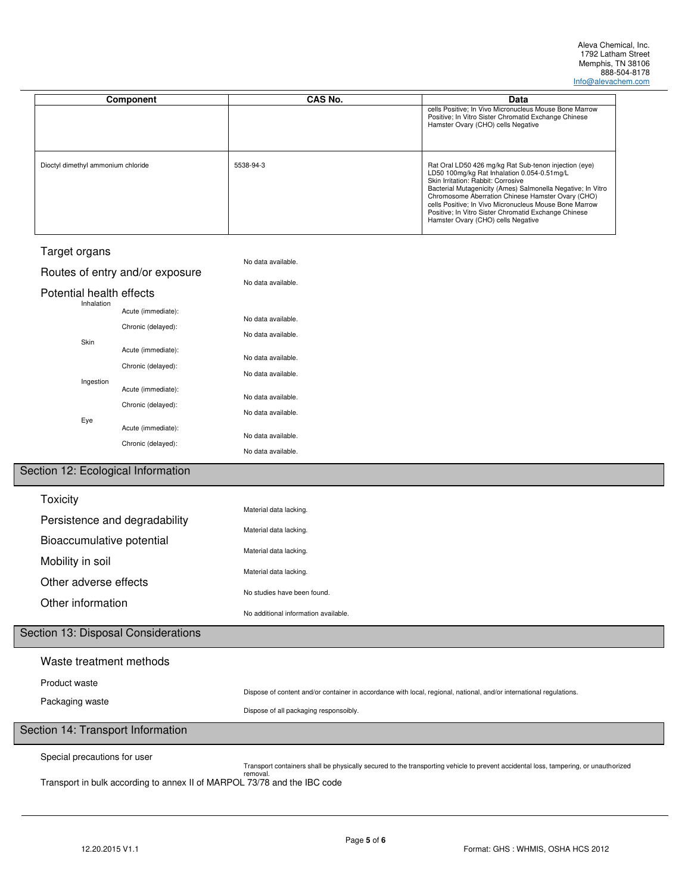| Component | CAS No. | Data |
|---|---|---|
| | | cells Positive; In Vivo Micronucleus Mouse Bone Marrow Positive; In Vitro Sister Chromatid Exchange Chinese Hamster Ovary (CHO) cells Negative |
| Dioctyl dimethyl ammonium chloride | 5538-94-3 | Rat Oral LD50 426 mg/kg Rat Sub-tenon injection (eye) LD50 100mg/kg Rat Inhalation 0.054-0.51mg/L Skin Irritation: Rabbit: Corrosive Bacterial Mutagenicity (Ames) Salmonella Negative; In Vitro Chromosome Aberration Chinese Hamster Ovary (CHO) cells Positive; In Vivo Micronucleus Mouse Bone Marrow Positive; In Vitro Sister Chromatid Exchange Chinese Hamster Ovary (CHO) cells Negative |

### Target organs

No data available.

### Routes of entry and/or exposure

No data available.

### Potential health effects

Inhalation

Acute (immediate): No data available.

Chronic (delayed): No data available.

Skin

Acute (immediate): No data available.

Chronic (delayed): No data available.

Ingestion

Acute (immediate): No data available.

Chronic (delayed): No data available.

Eye

Acute (immediate): No data available.

Chronic (delayed): No data available.

## Section 12: Ecological Information

### Toxicity

Material data lacking.

### Persistence and degradability

Material data lacking.

### Bioaccumulative potential

Material data lacking.

### Mobility in soil

Material data lacking.

### Other adverse effects

No studies have been found.

### Other information

No additional information available.

## Section 13: Disposal Considerations

### Waste treatment methods

Product waste

Dispose of content and/or container in accordance with local, regional, national, and/or international regulations.

Packaging waste

Dispose of all packaging responsoibly.

## Section 14: Transport Information

Special precautions for user

Transport containers shall be physically secured to the transporting vehicle to prevent accidental loss, tampering, or unauthorized removal.

Transport in bulk according to annex II of MARPOL 73/78 and the IBC code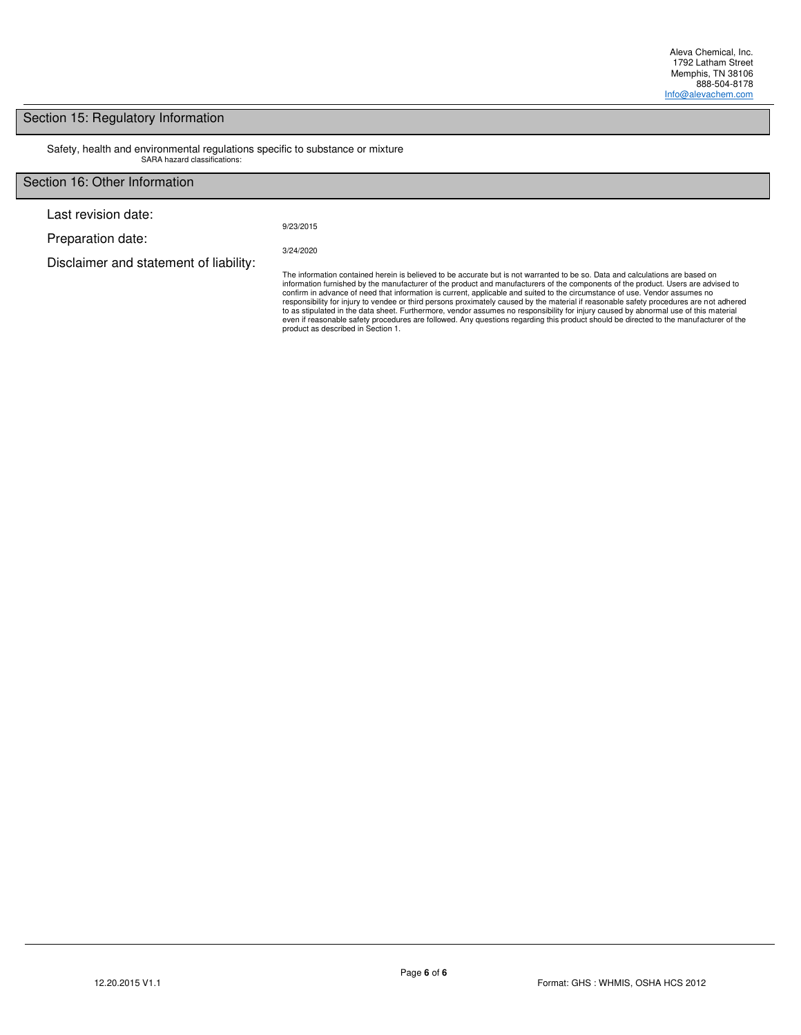## Section 15: Regulatory Information

Safety, health and environmental regulations specific to substance or mixture

SARA hazard classifications:

## Section 16: Other Information

Last revision date: 9/23/2015

Preparation date: 3/24/2020

Disclaimer and statement of liability:

The information contained herein is believed to be accurate but is not warranted to be so. Data and calculations are based on information furnished by the manufacturer of the product and manufacturers of the components of the product. Users are advised to confirm in advance of need that information is current, applicable and suited to the circumstance of use. Vendor assumes no responsibility for injury to vendee or third persons proximately caused by the material if reasonable safety procedures are not adhered to as stipulated in the data sheet. Furthermore, vendor assumes no responsibility for injury caused by abnormal use of this material even if reasonable safety procedures are followed. Any questions regarding this product should be directed to the manufacturer of the product as described in Section 1.